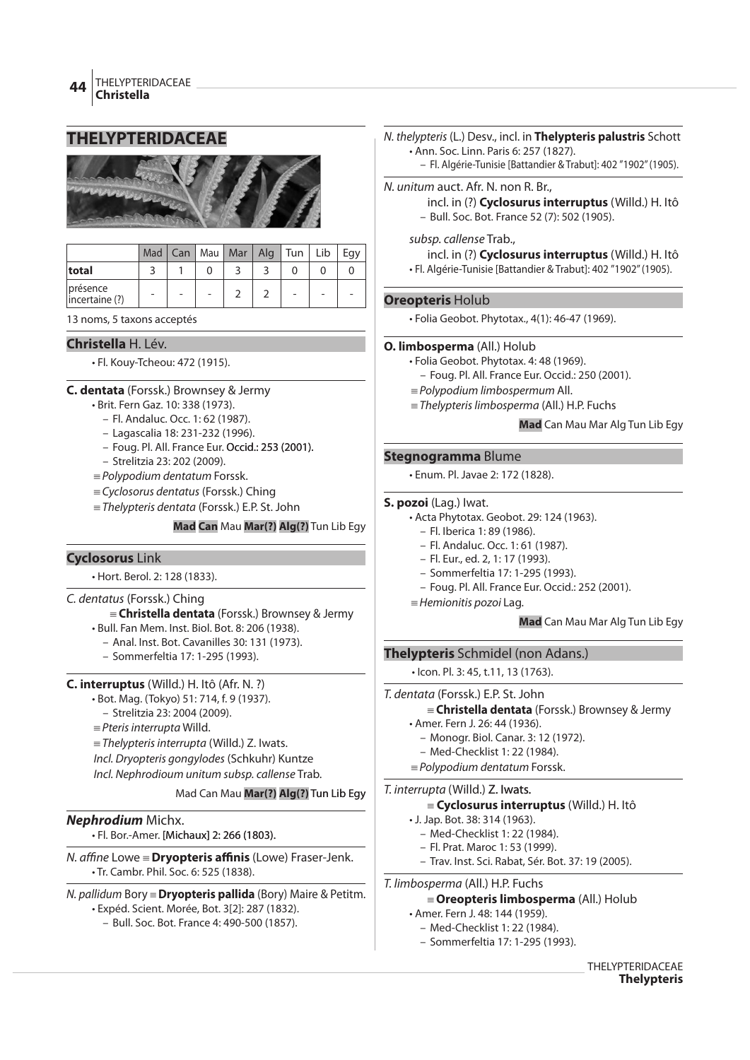# THELYPTERIDACEAE

| | Mad | Can | Mau | Mar | Alg | Tun | Lib | Egy |
|---|---|---|---|---|---|---|---|---|
| **total** | 3 | 1 | 0 | 3 | 3 | 0 | 0 | 0 |
| présence incertaine (?) | - | - | - | 2 | 2 | - | - | - |

13 noms, 5 taxons acceptés

## **Christella** H. Lév.

• Fl. Kouy-Tcheou: 472 (1915).

**C. dentata** (Forssk.) Brownsey & Jermy
- • Brit. Fern Gaz. 10: 338 (1973).
  - – Fl. Andaluc. Occ. 1: 62 (1987).
  - – Lagascalia 18: 231-232 (1996).
  - – Foug. Pl. All. France Eur. Occid.: 253 (2001).
  - – Strelitzia 23: 202 (2009).
- ≡ *Polypodium dentatum* Forssk.
- ≡ *Cyclosorus dentatus* (Forssk.) Ching
- ≡ *Thelypteris dentata* (Forssk.) E.P. St. John

**Mad** **Can** Mau **Mar(?)** **Alg(?)** Tun Lib Egy

## **Cyclosorus** Link

• Hort. Berol. 2: 128 (1833).

*C. dentatus* (Forssk.) Ching
≡ **Christella dentata** (Forssk.) Brownsey & Jermy
- • Bull. Fan Mem. Inst. Biol. Bot. 8: 206 (1938).
  - – Anal. Inst. Bot. Cavanilles 30: 131 (1973).
  - – Sommerfeltia 17: 1-295 (1993).

**C. interruptus** (Willd.) H. Itô (Afr. N. ?)
- • Bot. Mag. (Tokyo) 51: 714, f. 9 (1937).
  - – Strelitzia 23: 2004 (2009).
- ≡ *Pteris interrupta* Willd.
- ≡ *Thelypteris interrupta* (Willd.) Z. Iwats.
- *Incl. Dryopteris gongylodes* (Schkuhr) Kuntze
- *Incl. Nephrodioum unitum subsp. callense* Trab.

Mad Can Mau **Mar(?)** **Alg(?)** Tun Lib Egy

## ***Nephrodium*** Michx.

• Fl. Bor.-Amer. [Michaux] 2: 266 (1803).

*N. affine* Lowe ≡ **Dryopteris affinis** (Lowe) Fraser-Jenk.
• Tr. Cambr. Phil. Soc. 6: 525 (1838).

*N. pallidum* Bory ≡ **Dryopteris pallida** (Bory) Maire & Petitm.
- • Expéd. Scient. Morée, Bot. 3[2]: 287 (1832).
  - – Bull. Soc. Bot. France 4: 490-500 (1857).

*N. thelypteris* (L.) Desv., incl. in **Thelypteris palustris** Schott
- • Ann. Soc. Linn. Paris 6: 257 (1827).
  - – Fl. Algérie-Tunisie [Battandier & Trabut]: 402 "1902" (1905).

*N. unitum* auct. Afr. N. non R. Br.,
incl. in (?) **Cyclosurus interruptus** (Willd.) H. Itô
- – Bull. Soc. Bot. France 52 (7): 502 (1905).

*subsp. callense* Trab.,
incl. in (?) **Cyclosurus interruptus** (Willd.) H. Itô
• Fl. Algérie-Tunisie [Battandier & Trabut]: 402 "1902" (1905).

## **Oreopteris** Holub

• Folia Geobot. Phytotax., 4(1): 46-47 (1969).

**O. limbosperma** (All.) Holub
- • Folia Geobot. Phytotax. 4: 48 (1969).
  - – Foug. Pl. All. France Eur. Occid.: 250 (2001).
- ≡ *Polypodium limbospermum* All.
- ≡ *Thelypteris limbosperma* (All.) H.P. Fuchs

**Mad** Can Mau Mar Alg Tun Lib Egy

## **Stegnogramma** Blume

• Enum. Pl. Javae 2: 172 (1828).

**S. pozoi** (Lag.) Iwat.
- • Acta Phytotax. Geobot. 29: 124 (1963).
  - – Fl. Iberica 1: 89 (1986).
  - – Fl. Andaluc. Occ. 1: 61 (1987).
  - – Fl. Eur., ed. 2, 1: 17 (1993).
  - – Sommerfeltia 17: 1-295 (1993).
  - – Foug. Pl. All. France Eur. Occid.: 252 (2001).
- ≡ *Hemionitis pozoi* Lag.

**Mad** Can Mau Mar Alg Tun Lib Egy

## **Thelypteris** Schmidel (non Adans.)

• Icon. Pl. 3: 45, t.11, 13 (1763).

*T. dentata* (Forssk.) E.P. St. John
≡ **Christella dentata** (Forssk.) Brownsey & Jermy
- • Amer. Fern J. 26: 44 (1936).
  - – Monogr. Biol. Canar. 3: 12 (1972).
  - – Med-Checklist 1: 22 (1984).
- ≡ *Polypodium dentatum* Forssk.

*T. interrupta* (Willd.) Z. Iwats.
≡ **Cyclosurus interruptus** (Willd.) H. Itô
- • J. Jap. Bot. 38: 314 (1963).
  - – Med-Checklist 1: 22 (1984).
  - – Fl. Prat. Maroc 1: 53 (1999).
  - – Trav. Inst. Sci. Rabat, Sér. Bot. 37: 19 (2005).

*T. limbosperma* (All.) H.P. Fuchs
≡ **Oreopteris limbosperma** (All.) Holub
- • Amer. Fern J. 48: 144 (1959).
  - – Med-Checklist 1: 22 (1984).
  - – Sommerfeltia 17: 1-295 (1993).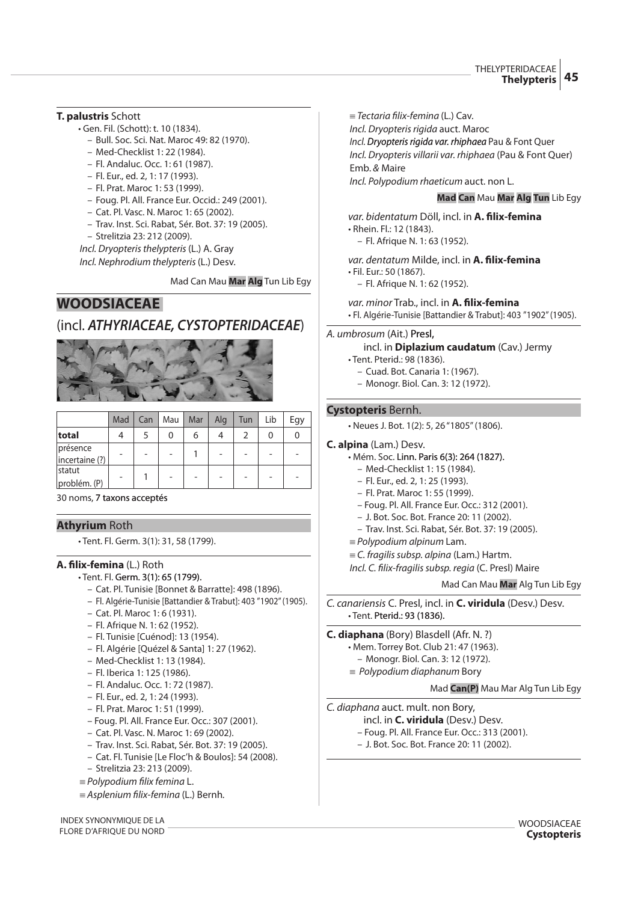**T. palustris** Schott

- Gen. Fil. (Schott): t. 10 (1834).
  - Bull. Soc. Sci. Nat. Maroc 49: 82 (1970).
  - Med-Checklist 1: 22 (1984).
  - Fl. Andaluc. Occ. 1: 61 (1987).
  - Fl. Eur., ed. 2, 1: 17 (1993).
  - Fl. Prat. Maroc 1: 53 (1999).
  - Foug. Pl. All. France Eur. Occid.: 249 (2001).
  - Cat. Pl. Vasc. N. Maroc 1: 65 (2002).
  - Trav. Inst. Sci. Rabat, Sér. Bot. 37: 19 (2005).
  - Strelitzia 23: 212 (2009).

*Incl. Dryopteris thelypteris* (L.) A. Gray
*Incl. Nephrodium thelypteris* (L.) Desv.

Mad Can Mau **Mar** **Alg** Tun Lib Egy

# WOODSIACEAE

## (incl. *ATHYRIACEAE, CYSTOPTERIDACEAE*)

| | Mad | Can | Mau | Mar | Alg | Tun | Lib | Egy |
|---|---|---|---|---|---|---|---|---|
| **total** | 4 | 5 | 0 | 6 | 4 | 2 | 0 | 0 |
| présence incertaine (?) | - | - | - | 1 | - | - | - | - |
| statut problém. (P) | - | 1 | - | - | - | - | - | - |

30 noms, 7 taxons acceptés

### Athyrium Roth

- Tent. Fl. Germ. 3(1): 31, 58 (1799).

**A. filix-femina** (L.) Roth

- Tent. Fl. Germ. 3(1): 65 (1799).
  - Cat. Pl. Tunisie [Bonnet & Barratte]: 498 (1896).
  - Fl. Algérie-Tunisie [Battandier & Trabut]: 403 "1902" (1905).
  - Cat. Pl. Maroc 1: 6 (1931).
  - Fl. Afrique N. 1: 62 (1952).
  - Fl. Tunisie [Cuénod]: 13 (1954).
  - Fl. Algérie [Quézel & Santa] 1: 27 (1962).
  - Med-Checklist 1: 13 (1984).
  - Fl. Iberica 1: 125 (1986).
  - Fl. Andaluc. Occ. 1: 72 (1987).
  - Fl. Eur., ed. 2, 1: 24 (1993).
  - Fl. Prat. Maroc 1: 51 (1999).
  - Foug. Pl. All. France Eur. Occ.: 307 (2001).
  - Cat. Pl. Vasc. N. Maroc 1: 69 (2002).
  - Trav. Inst. Sci. Rabat, Sér. Bot. 37: 19 (2005).
  - Cat. Fl. Tunisie [Le Floc'h & Boulos]: 54 (2008).
  - Strelitzia 23: 213 (2009).

≡ *Polypodium filix femina* L.
≡ *Asplenium filix-femina* (L.) Bernh.
≡ *Tectaria filix-femina* (L.) Cav.
*Incl. Dryopteris rigida* auct. Maroc
*Incl. **Dryopteris rigida var. rhiphaea*** Pau & Font Quer
*Incl. Dryopteris villarii var. rhiphaea* (Pau & Font Quer) Emb. & Maire
*Incl. Polypodium rhaeticum* auct. non L.

**Mad** **Can** Mau **Mar** **Alg** **Tun** Lib Egy

*var. bidentatum* Döll, incl. in **A. filix-femina**

- Rhein. Fl.: 12 (1843).
  - Fl. Afrique N. 1: 63 (1952).

*var. dentatum* Milde, incl. in **A. filix-femina**

- Fil. Eur.: 50 (1867).
  - Fl. Afrique N. 1: 62 (1952).

*var. minor* Trab., incl. in **A. filix-femina**

- Fl. Algérie-Tunisie [Battandier & Trabut]: 403 "1902" (1905).

*A. umbrosum* (Ait.) Presl, incl. in **Diplazium caudatum** (Cav.) Jermy

- Tent. Pterid.: 98 (1836).
  - Cuad. Bot. Canaria 1: (1967).
  - Monogr. Biol. Can. 3: 12 (1972).

### Cystopteris Bernh.

- Neues J. Bot. 1(2): 5, 26 "1805" (1806).

**C. alpina** (Lam.) Desv.

- Mém. Soc. Linn. Paris 6(3): 264 (1827).
  - Med-Checklist 1: 15 (1984).
  - Fl. Eur., ed. 2, 1: 25 (1993).
  - Fl. Prat. Maroc 1: 55 (1999).
  - Foug. Pl. All. France Eur. Occ.: 312 (2001).
  - J. Bot. Soc. Bot. France 20: 11 (2002).
  - Trav. Inst. Sci. Rabat, Sér. Bot. 37: 19 (2005).

≡ *Polypodium alpinum* Lam.
≡ *C. fragilis subsp. alpina* (Lam.) Hartm.
*Incl. C. filix-fragilis subsp. regia* (C. Presl) Maire

Mad Can Mau **Mar** Alg Tun Lib Egy

*C. canariensis* C. Presl, incl. in **C. viridula** (Desv.) Desv.

- Tent. Pterid.: 93 (1836).

**C. diaphana** (Bory) Blasdell (Afr. N. ?)

- Mem. Torrey Bot. Club 21: 47 (1963).
  - Monogr. Biol. Can. 3: 12 (1972).

≡ *Polypodium diaphanum* Bory

Mad **Can(P)** Mau Mar Alg Tun Lib Egy

*C. diaphana* auct. mult. non Bory, incl. in **C. viridula** (Desv.) Desv.

- Foug. Pl. All. France Eur. Occ.: 313 (2001).
- J. Bot. Soc. Bot. France 20: 11 (2002).